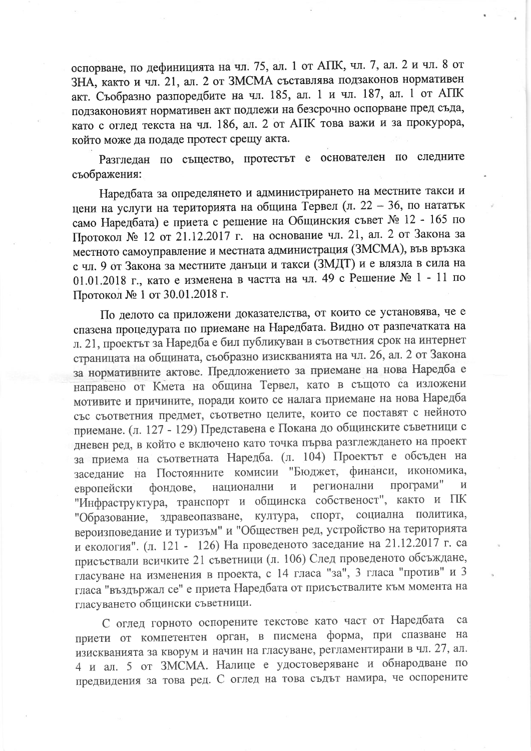оспорване, по дефиницията на чл. 75, ал. 1 от АПК, чл. 7, ал. 2 и чл. 8 от ЗНА, както и чл. 21, ал. 2 от ЗМСМА съставлява подзаконов нормативен акт. Съобразно разпоредбите на чл. 185, ал. 1 и чл. 187, ал. 1 от АПК подзаконовият нормативен акт подлежи на безсрочно оспорване пред съда, като с оглед текста на чл. 186, ал. 2 от АПК това важи и за прокурора, който може да подаде протест срещу акта.

Разгледан по същество, протестът е основателен по следните съображения:

Наредбата за определянето и администрирането на местните такси и цени на услуги на територията на община Тервел (л. 22 – 36, по нататък само Наредбата) е приета с решение на Общинския съвет № 12 - 165 по Протокол № 12 от 21.12.2017 г. на основание чл. 21, ал. 2 от Закона за местното самоуправление и местната администрация (ЗМСМА), във връзка с чл. 9 от Закона за местните данъци и такси (ЗМДТ) и е влязла в сила на 01.01.2018 г., като е изменена в частта на чл. 49 с Решение № 1 - 11 по Протокол № 1 от 30.01.2018 г.

По делото са приложени доказателства, от които се установява, че е спазена процедурата по приемане на Наредбата. Видно от разпечатката на л. 21, проектът за Наредба е бил публикуван в съответния срок на интернет страницата на общината, съобразно изискванията на чл. 26, ал. 2 от Закона за нормативните актове. Предложението за приемане на нова Наредба е направено от Кмета на община Тервел, като в същото са изложени мотивите и причините, поради които се налага приемане на нова Наредба със съответния предмет, съответно целите, които се поставят с нейното приемане. (л. 127 - 129) Представена е Покана до общинските съветници с дневен ред, в който е включено като точка първа разглеждането на проект за приема на съответната Наредба. (л. 104) Проектът е обсъден на заседание на Постоянните комисии "Бюджет, финанси, икономика, европейски фондове, национални и регионални програми" и "Инфраструктура, транспорт и общинска собственост", както и ПК "Образование, здравеопазване, култура, спорт, социална политика, вероизповедание и туризъм" и "Обществен ред, устройство на територията и екология". (л. 121 - 126) На проведеното заседание на 21.12.2017 г. са присъствали всичките 21 съветници (л. 106) След проведеното обсъждане, гласуване на изменения в проекта, с 14 гласа "за", 3 гласа "против" и 3 гласа "въздържал се" е приета Наредбата от присъствалите към момента на гласуването общински съветници.

С оглед горното оспорените текстове като част от Наредбата са приети от компетентен орган, в писмена форма, при спазване на изискванията за кворум и начин на гласуване, регламентирани в чл. 27, ал. 4 и ал. 5 от ЗМСМА. Налице е удостоверяване и обнародване по предвидения за това ред. С оглед на това съдът намира, че оспорените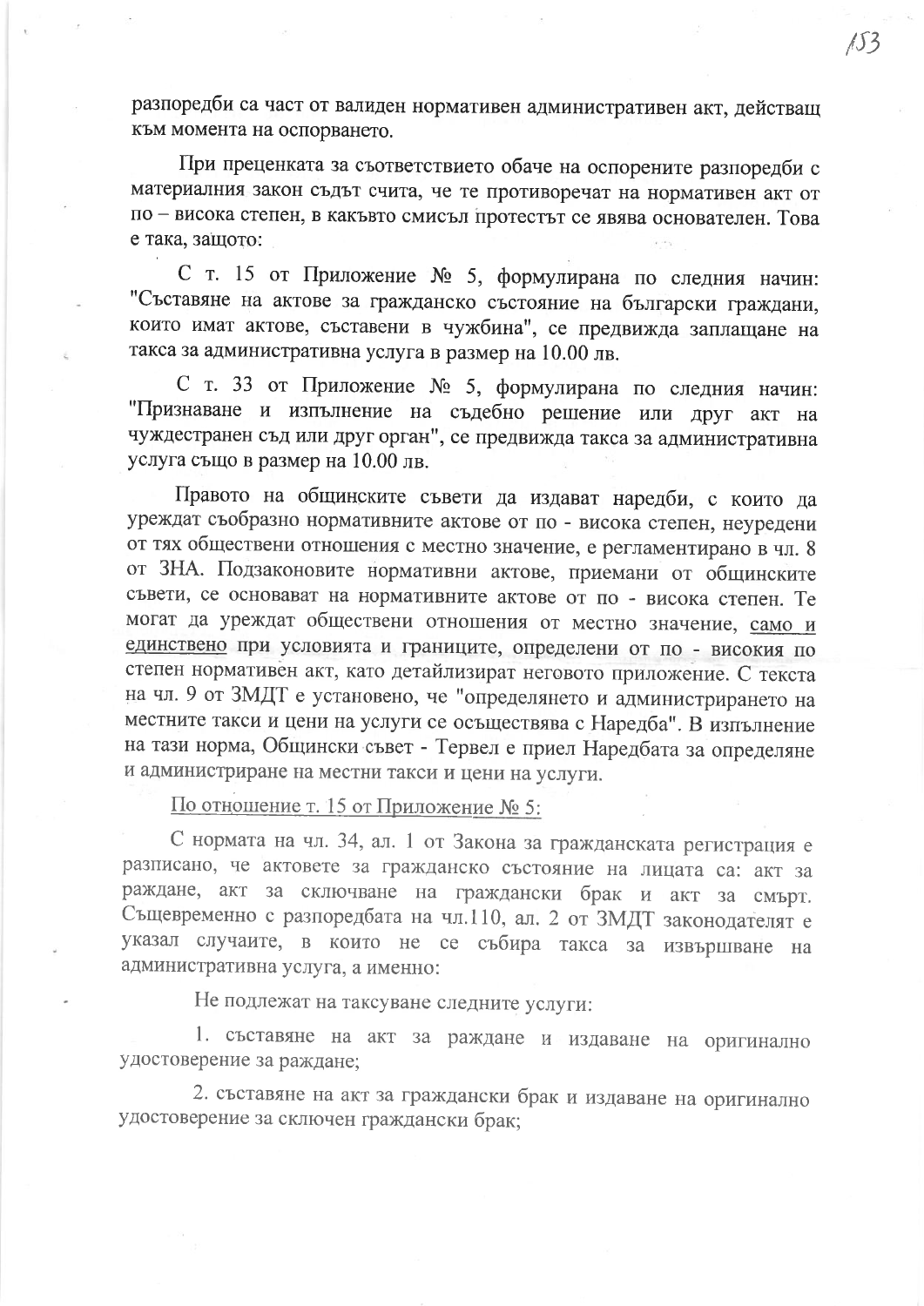разпоредби са част от валиден нормативен административен акт, действащ към момента на оспорването.

При преценката за съответствието обаче на оспорените разпоредби с материалния закон съдът счита, че те противоречат на нормативен акт от по – висока степен, в какъвто смисъл протестът се явява основателен. Това е така, защото:

С т. 15 от Приложение № 5, формулирана по следния начин: "Съставяне на актове за гражданско състояние на български граждани, които имат актове, съставени в чужбина", се предвижда заплащане на такса за административна услуга в размер на 10.00 лв.

С т. 33 от Приложение № 5, формулирана по следния начин: "Признаване и изпълнение на съдебно решение или друг акт на чуждестранен съд или друг орган", се предвижда такса за административна услуга също в размер на 10.00 лв.

Правото на общинските съвети да издават наредби, с които да уреждат съобразно нормативните актове от по - висока степен, неуредени от тях обществени отношения с местно значение, е регламентирано в чл. 8 от ЗНА. Подзаконовите нормативни актове, приемани от общинските съвети, се основават на нормативните актове от по - висока степен. Те могат да уреждат обществени отношения от местно значение, <u>само и единствено</u> при условията и границите, определени от по - високия по степен нормативен акт, като детайлизират неговото приложение. С текста на чл. 9 от ЗМДТ е установено, че "определянето и администрирането на местните такси и цени на услуги се осъществява с Наредба". В изпълнение на тази норма, Общински съвет - Тервел е приел Наредбата за определяне и администриране на местни такси и цени на услуги.

<u>По отношение т. 15 от Приложение № 5:</u>

С нормата на чл. 34, ал. 1 от Закона за гражданската регистрация е разписано, че актовете за гражданско състояние на лицата са: акт за раждане, акт за сключване на граждански брак и акт за смърт. Същевременно с разпоредбата на чл.110, ал. 2 от ЗМДТ законодателят е указал случаите, в които не се събира такса за извършване на административна услуга, а именно:

Не подлежат на таксуване следните услуги:

1. съставяне на акт за раждане и издаване на оригинално удостоверение за раждане;

2. съставяне на акт за граждански брак и издаване на оригинално удостоверение за сключен граждански брак;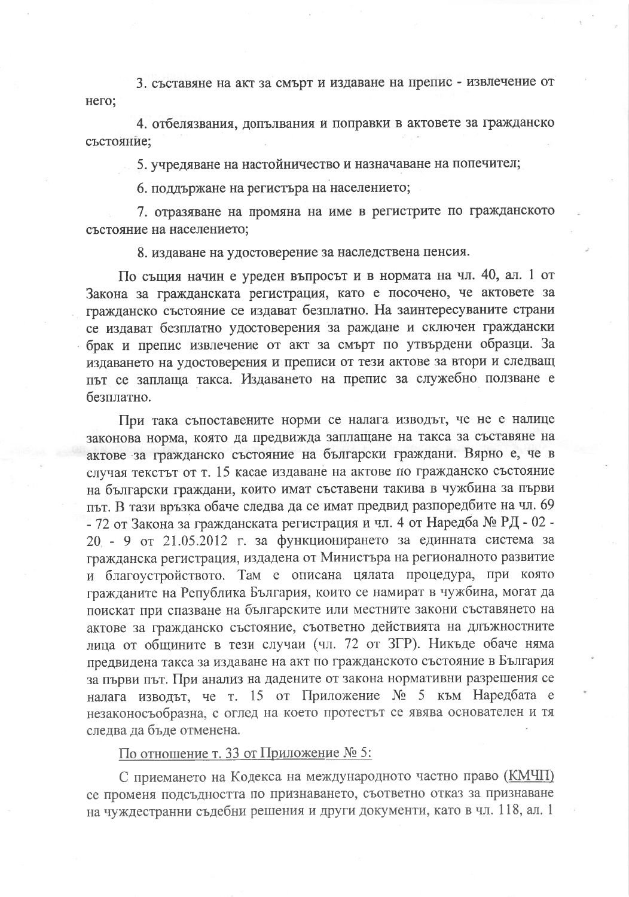3. съставяне на акт за смърт и издаване на препис - извлечение от него;

4. отбелязвания, допълвания и поправки в актовете за гражданско състояние;

5. учредяване на настойничество и назначаване на попечител;

6. поддържане на регистъра на населението;

7. отразяване на промяна на име в регистрите по гражданското състояние на населението;

8. издаване на удостоверение за наследствена пенсия.

По същия начин е уреден въпросът и в нормата на чл. 40, ал. 1 от Закона за гражданската регистрация, като е посочено, че актовете за гражданско състояние се издават безплатно. На заинтересуваните страни се издават безплатно удостоверения за раждане и сключен граждански брак и препис извлечение от акт за смърт по утвърдени образци. За издаването на удостоверения и преписи от тези актове за втори и следващ път се заплаща такса. Издаването на препис за служебно ползване е безплатно.

При така съпоставените норми се налага изводът, че не е налице законова норма, която да предвижда заплащане на такса за съставяне на актове за гражданско състояние на български граждани. Вярно е, че в случая текстът от т. 15 касае издаване на актове по гражданско състояние на български граждани, които имат съставени такива в чужбина за първи път. В тази връзка обаче следва да се имат предвид разпоредбите на чл. 69 - 72 от Закона за гражданската регистрация и чл. 4 от Наредба № РД - 02 - 20 - 9 от 21.05.2012 г. за функционирането за единната система за гражданска регистрация, издадена от Министъра на регионалното развитие и благоустройството. Там е описана цялата процедура, при която гражданите на Република България, които се намират в чужбина, могат да поискат при спазване на българските или местните закони съставянето на актове за гражданско състояние, съответно действията на длъжностните лица от общините в тези случаи (чл. 72 от ЗГР). Никъде обаче няма предвидена такса за издаване на акт по гражданското състояние в България за първи път. При анализ на дадените от закона нормативни разрешения се налага изводът, че т. 15 от Приложение № 5 към Наредбата е незаконосъобразна, с оглед на което протестът се явява основателен и тя следва да бъде отменена.

<u>По отношение т. 33 от Приложение № 5:</u>

С приемането на Кодекса на международното частно право (<u>КМЧП</u>) се променя подсъдността по признаването, съответно отказ за признаване на чуждестранни съдебни решения и други документи, като в чл. 118, ал. 1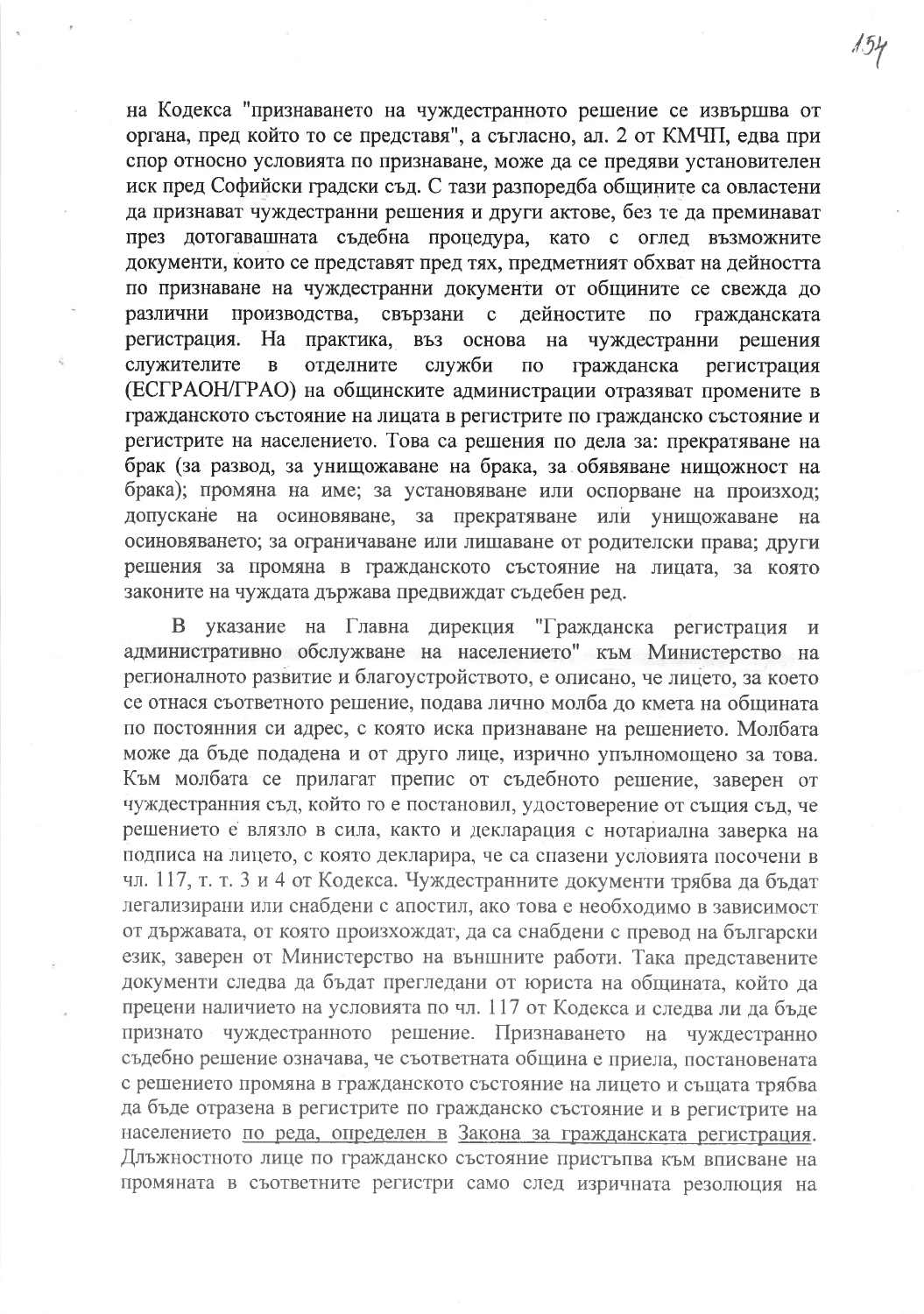на Кодекса "признаването на чуждестранното решение се извършва от органа, пред който то се представя", а съгласно, ал. 2 от КМЧП, едва при спор относно условията по признаване, може да се предяви установителен иск пред Софийски градски съд. С тази разпоредба общините са овластени да признават чуждестранни решения и други актове, без те да преминават през дотогавашната съдебна процедура, като с оглед възможните документи, които се представят пред тях, предметният обхват на дейността по признаване на чуждестранни документи от общините се свежда до различни производства, свързани с дейностите по гражданската регистрация. На практика, въз основа на чуждестранни решения служителите в отделните служби по гражданска регистрация (ЕСГРАОН/ГРАО) на общинските администрации отразяват промените в гражданското състояние на лицата в регистрите по гражданско състояние и регистрите на населението. Това са решения по дела за: прекратяване на брак (за развод, за унищожаване на брака, за обявяване нищожност на брака); промяна на име; за установяване или оспорване на произход; допускане на осиновяване, за прекратяване или унищожаване на осиновяването; за ограничаване или лишаване от родителски права; други решения за промяна в гражданското състояние на лицата, за която законите на чуждата държава предвиждат съдебен ред.

В указание на Главна дирекция "Гражданска регистрация и административно обслужване на населението" към Министерство на регионалното развитие и благоустройството, е описано, че лицето, за което се отнася съответното решение, подава лично молба до кмета на общината по постоянния си адрес, с която иска признаване на решението. Молбата може да бъде подадена и от друго лице, изрично упълномощено за това. Към молбата се прилагат препис от съдебното решение, заверен от чуждестранния съд, който го е постановил, удостоверение от същия съд, че решението е влязло в сила, както и декларация с нотариална заверка на подписа на лицето, с която декларира, че са спазени условията посочени в чл. 117, т. т. 3 и 4 от Кодекса. Чуждестранните документи трябва да бъдат легализирани или снабдени с апостил, ако това е необходимо в зависимост от държавата, от която произхождат, да са снабдени с превод на български език, заверен от Министерство на външните работи. Така представените документи следва да бъдат прегледани от юриста на общината, който да прецени наличието на условията по чл. 117 от Кодекса и следва ли да бъде признато чуждестранното решение. Признаването на чуждестранно съдебно решение означава, че съответната община е приела, постановената с решението промяна в гражданското състояние на лицето и същата трябва да бъде отразена в регистрите по гражданско състояние и в регистрите на населението по реда, определен в Закона за гражданската регистрация. Длъжностното лице по гражданско състояние пристъпва към вписване на промяната в съответните регистри само след изричната резолюция на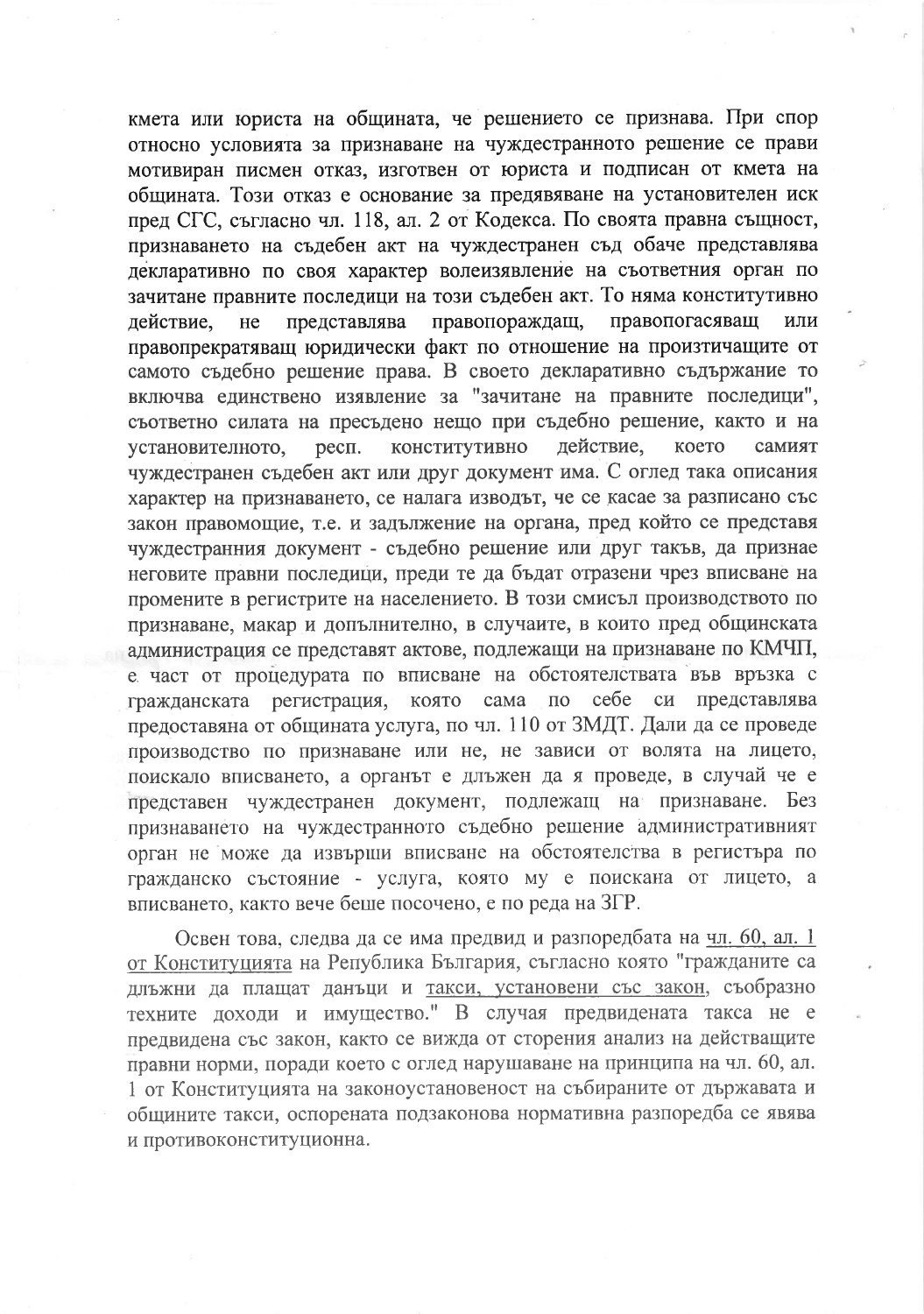кмета или юриста на общината, че решението се признава. При спор относно условията за признаване на чуждестранното решение се прави мотивиран писмен отказ, изготвен от юриста и подписан от кмета на общината. Този отказ е основание за предявяване на установителен иск пред СГС, съгласно чл. 118, ал. 2 от Кодекса. По своята правна същност, признаването на съдебен акт на чуждестранен съд обаче представлява декларативно по своя характер волеизявление на съответния орган по зачитане правните последици на този съдебен акт. То няма конститутивно действие, не представлява правопораждащ, правопогасяващ или правопрекратяващ юридически факт по отношение на произтичащите от самото съдебно решение права. В своето декларативно съдържание то включва единствено изявление за "зачитане на правните последици", съответно силата на пресъдено нещо при съдебно решение, както и на установителното, респ. конститутивно действие, което самият чуждестранен съдебен акт или друг документ има. С оглед така описания характер на признаването, се налага изводът, че се касае за разписано със закон правомощие, т.е. и задължение на органа, пред който се представя чуждестранния документ - съдебно решение или друг такъв, да признае неговите правни последици, преди те да бъдат отразени чрез вписване на промените в регистрите на населението. В този смисъл производството по признаване, макар и допълнително, в случаите, в които пред общинската администрация се представят актове, подлежащи на признаване по КМЧП, е част от процедурата по вписване на обстоятелствата във връзка с гражданската регистрация, която сама по себе си представлява предоставяна от общината услуга, по чл. 110 от ЗМДТ. Дали да се проведе производство по признаване или не, не зависи от волята на лицето, поискало вписването, а органът е длъжен да я проведе, в случай че е представен чуждестранен документ, подлежащ на признаване. Без признаването на чуждестранното съдебно решение административният орган не може да извърши вписване на обстоятелства в регистъра по гражданско състояние - услуга, която му е поискана от лицето, а вписването, както вече беше посочено, е по реда на ЗГР.

Освен това, следва да се има предвид и разпоредбата на чл. 60, ал. 1 от Конституцията на Република България, съгласно която "гражданите са длъжни да плащат данъци и такси, установени със закон, съобразно техните доходи и имущество." В случая предвидената такса не е предвидена със закон, както се вижда от сторения анализ на действащите правни норми, поради което с оглед нарушаване на принципа на чл. 60, ал. 1 от Конституцията на законоустановеност на събираните от държавата и общините такси, оспорената подзаконова нормативна разпоредба се явява и противоконституционна.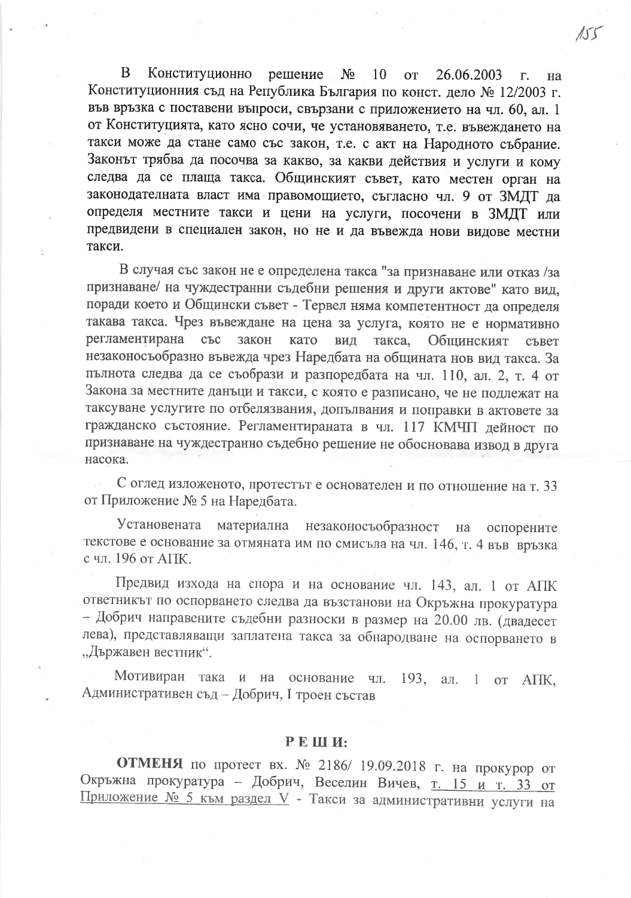В Конституционно решение № 10 от 26.06.2003 г. на Конституционния съд на Република България по конст. дело № 12/2003 г. във връзка с поставени въпроси, свързани с приложението на чл. 60, ал. 1 от Конституцията, като ясно сочи, че установяването, т.е. въвеждането на такси може да стане само със закон, т.е. с акт на Народното събрание. Законът трябва да посочва за какво, за какви действия и услуги и кому следва да се плаща такса. Общинският съвет, като местен орган на законодателната власт има правомощието, съгласно чл. 9 от ЗМДТ да определя местните такси и цени на услуги, посочени в ЗМДТ или предвидени в специален закон, но не и да въвежда нови видове местни такси.

В случая със закон не е определена такса "за признаване или отказ /за признаване/ на чуждестранни съдебни решения и други актове" като вид, поради което и Общински съвет - Тервел няма компетентност да определя такава такса. Чрез въвеждане на цена за услуга, която не е нормативно регламентирана със закон като вид такса, Общинският съвет незаконосъобразно въвежда чрез Наредбата на общината нов вид такса. За пълнота следва да се съобрази и разпоредбата на чл. 110, ал. 2, т. 4 от Закона за местните данъци и такси, с която е разписано, че не подлежат на таксуване услугите по отбелязвания, допълвания и поправки в актовете за гражданско състояние. Регламентираната в чл. 117 КМЧП дейност по признаване на чуждестранно съдебно решение не обосновава извод в друга насока.

С оглед изложеното, протестът е основателен и по отношение на т. 33 от Приложение № 5 на Наредбата.

Установената материална незаконосъобразност на оспорените текстове е основание за отмяната им по смисъла на чл. 146, т. 4 във връзка с чл. 196 от АПК.

Предвид изхода на спора и на основание чл. 143, ал. 1 от АПК ответникът по оспорването следва да възстанови на Окръжна прокуратура – Добрич направените съдебни разноски в размер на 20.00 лв. (двадесет лева), представляващи заплатена такса за обнародване на оспорването в „Държавен вестник".

Мотивиран така и на основание чл. 193, ал. 1 от АПК, Административен съд – Добрич, I троен състав

## Р Е Ш И:

**ОТМЕНЯ** по протест вх. № 2186/ 19.09.2018 г. на прокурор от Окръжна прокуратура – Добрич, Веселин Вичев, т. 15 и т. 33 от Приложение № 5 към раздел V - Такси за административни услуги на